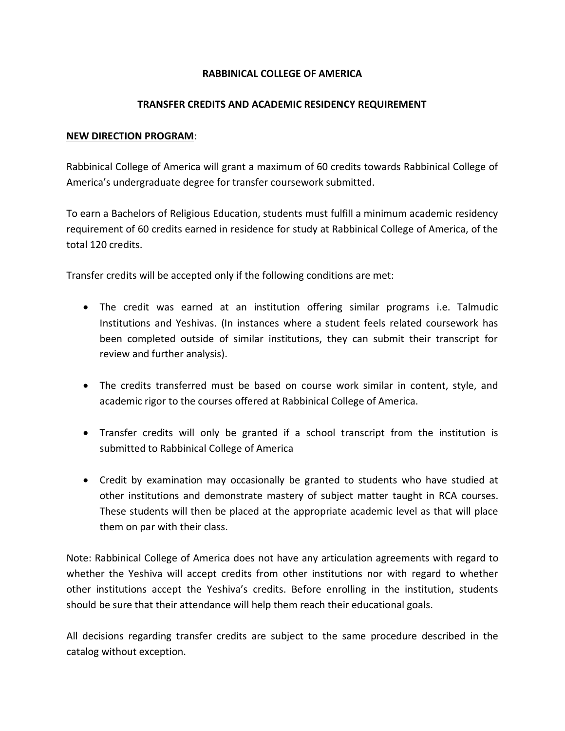# RABBINICAL COLLEGE OF AMERICA

## TRANSFER CREDITS AND ACADEMIC RESIDENCY REQUIREMENT

**NEW DIRECTION PROGRAM**:

Rabbinical College of America will grant a maximum of 60 credits towards Rabbinical College of America's undergraduate degree for transfer coursework submitted.

To earn a Bachelors of Religious Education, students must fulfill a minimum academic residency requirement of 60 credits earned in residence for study at Rabbinical College of America, of the total 120 credits.

Transfer credits will be accepted only if the following conditions are met:

- The credit was earned at an institution offering similar programs i.e. Talmudic Institutions and Yeshivas. (In instances where a student feels related coursework has been completed outside of similar institutions, they can submit their transcript for review and further analysis).
- The credits transferred must be based on course work similar in content, style, and academic rigor to the courses offered at Rabbinical College of America.
- Transfer credits will only be granted if a school transcript from the institution is submitted to Rabbinical College of America
- Credit by examination may occasionally be granted to students who have studied at other institutions and demonstrate mastery of subject matter taught in RCA courses. These students will then be placed at the appropriate academic level as that will place them on par with their class.

Note: Rabbinical College of America does not have any articulation agreements with regard to whether the Yeshiva will accept credits from other institutions nor with regard to whether other institutions accept the Yeshiva's credits. Before enrolling in the institution, students should be sure that their attendance will help them reach their educational goals.

All decisions regarding transfer credits are subject to the same procedure described in the catalog without exception.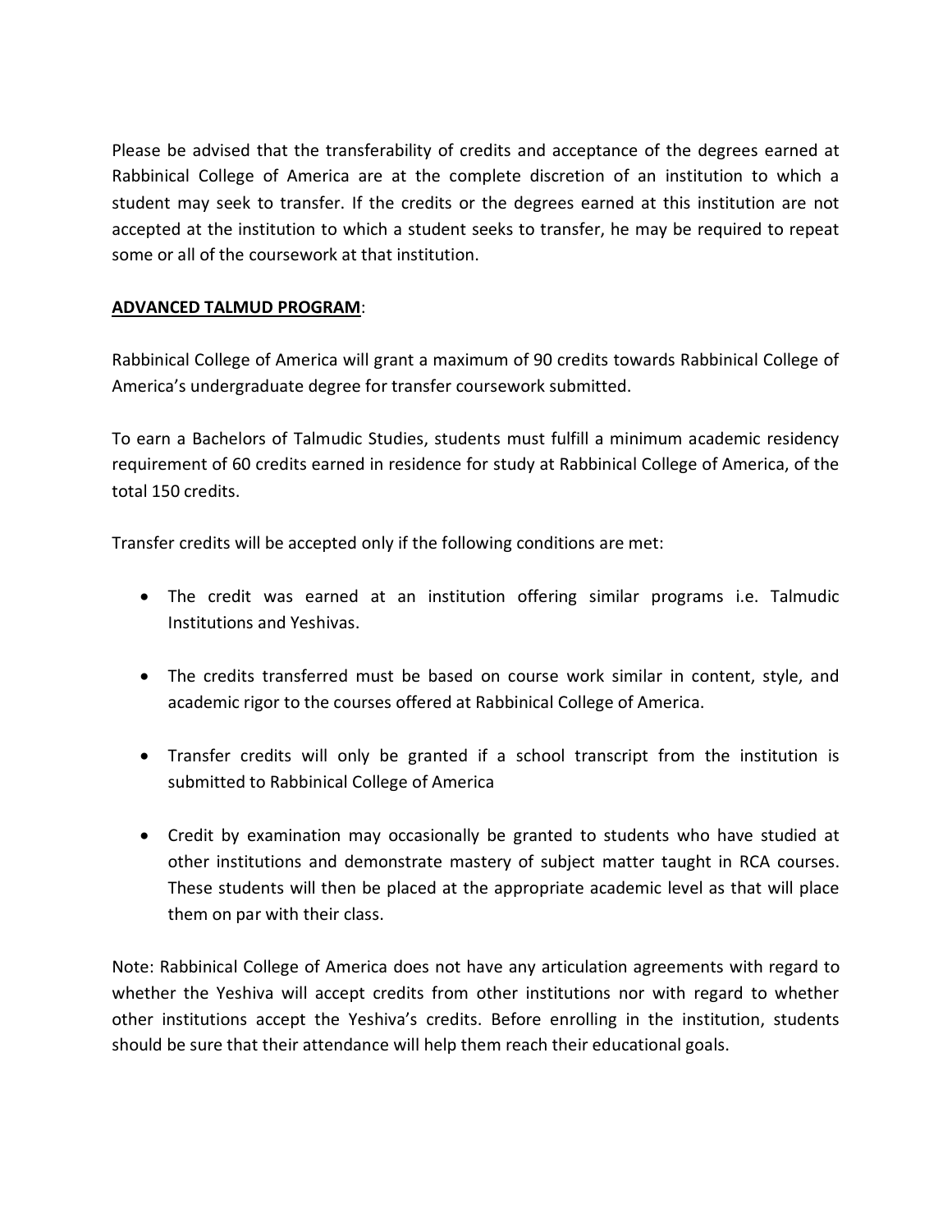Please be advised that the transferability of credits and acceptance of the degrees earned at Rabbinical College of America are at the complete discretion of an institution to which a student may seek to transfer. If the credits or the degrees earned at this institution are not accepted at the institution to which a student seeks to transfer, he may be required to repeat some or all of the coursework at that institution.

**ADVANCED TALMUD PROGRAM**:

Rabbinical College of America will grant a maximum of 90 credits towards Rabbinical College of America's undergraduate degree for transfer coursework submitted.

To earn a Bachelors of Talmudic Studies, students must fulfill a minimum academic residency requirement of 60 credits earned in residence for study at Rabbinical College of America, of the total 150 credits.

Transfer credits will be accepted only if the following conditions are met:

- The credit was earned at an institution offering similar programs i.e. Talmudic Institutions and Yeshivas.
- The credits transferred must be based on course work similar in content, style, and academic rigor to the courses offered at Rabbinical College of America.
- Transfer credits will only be granted if a school transcript from the institution is submitted to Rabbinical College of America
- Credit by examination may occasionally be granted to students who have studied at other institutions and demonstrate mastery of subject matter taught in RCA courses. These students will then be placed at the appropriate academic level as that will place them on par with their class.

Note: Rabbinical College of America does not have any articulation agreements with regard to whether the Yeshiva will accept credits from other institutions nor with regard to whether other institutions accept the Yeshiva's credits. Before enrolling in the institution, students should be sure that their attendance will help them reach their educational goals.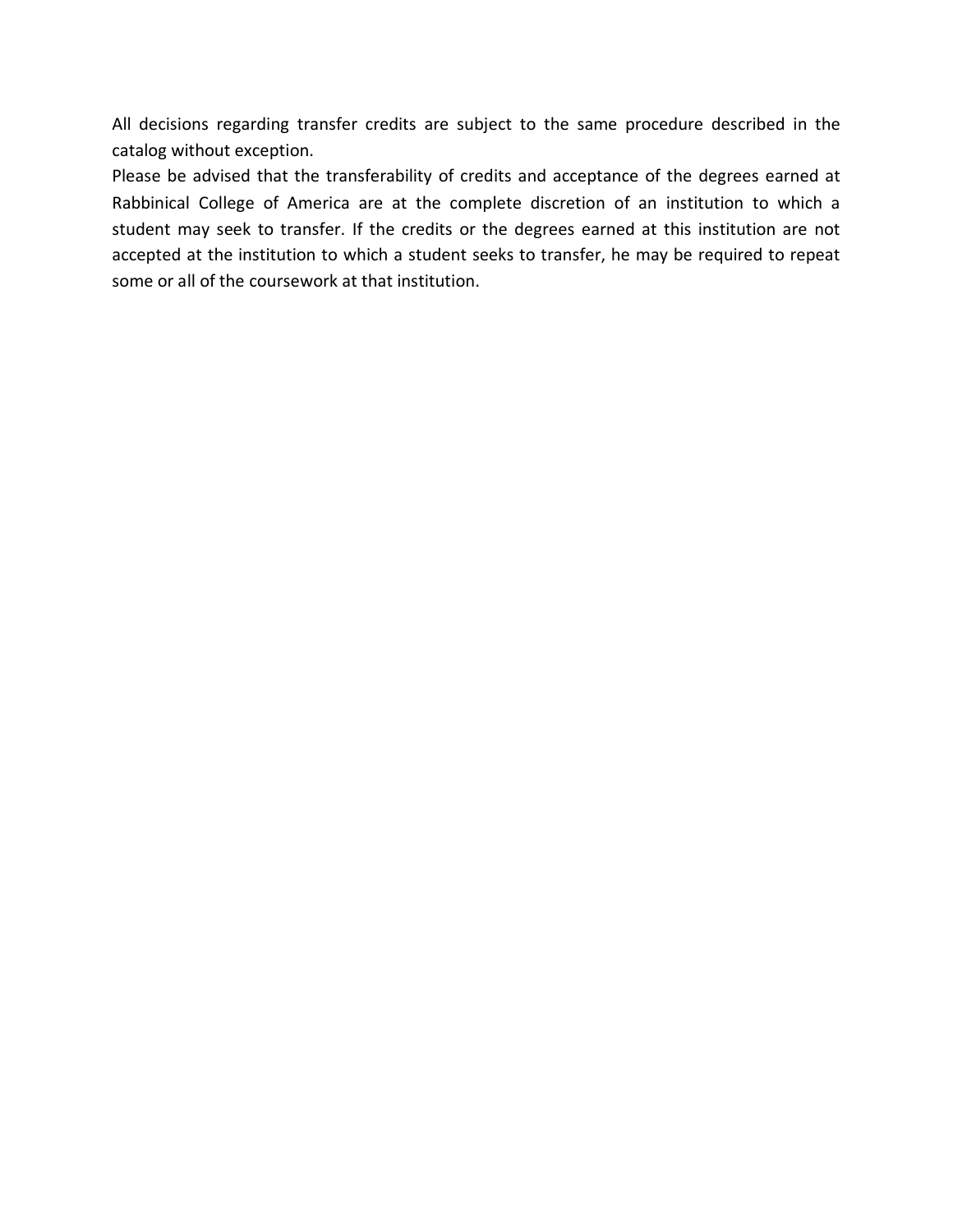All decisions regarding transfer credits are subject to the same procedure described in the catalog without exception.

Please be advised that the transferability of credits and acceptance of the degrees earned at Rabbinical College of America are at the complete discretion of an institution to which a student may seek to transfer. If the credits or the degrees earned at this institution are not accepted at the institution to which a student seeks to transfer, he may be required to repeat some or all of the coursework at that institution.